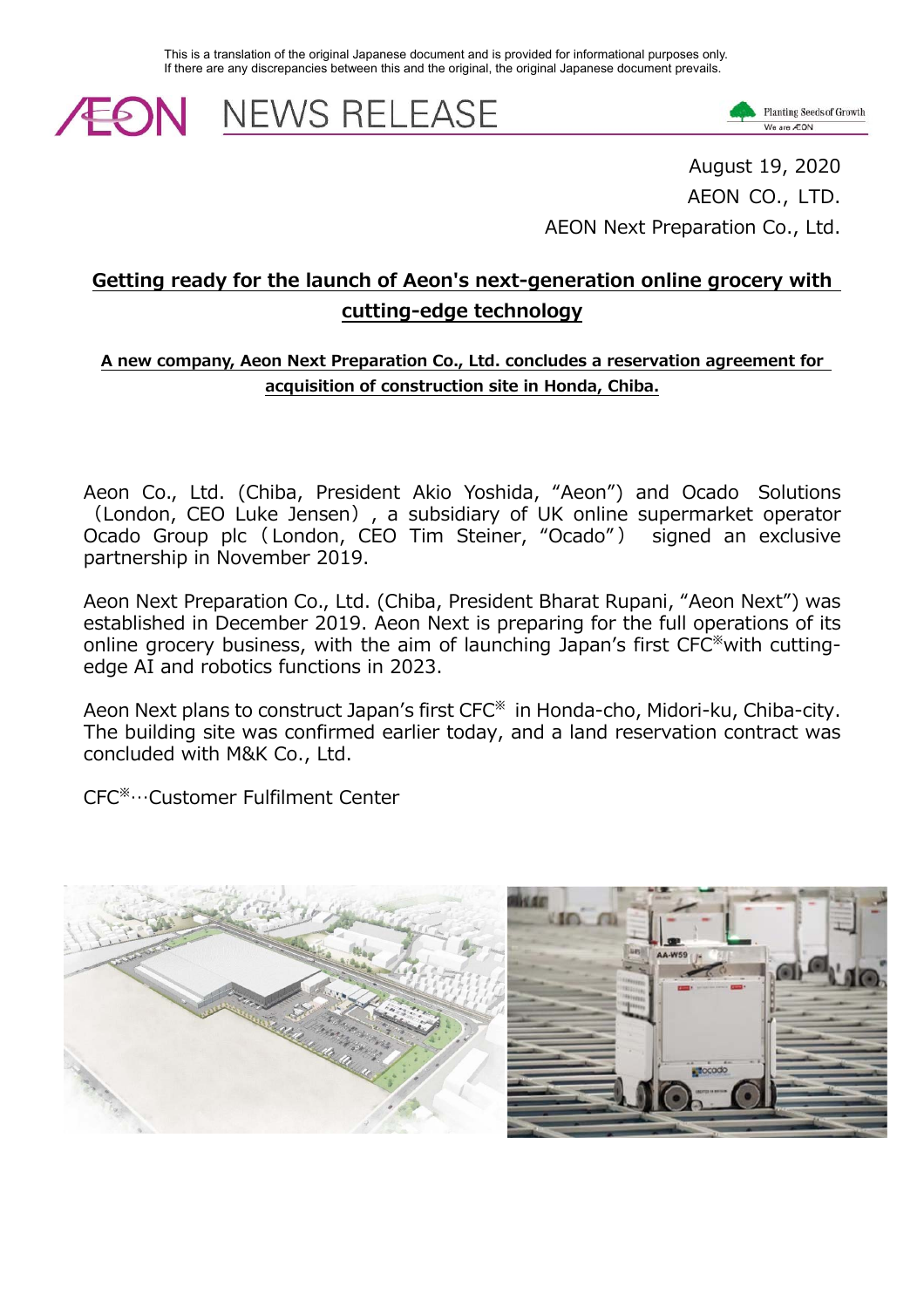This is a translation of the original Japanese document and is provided for informational purposes only.
If there are any discrepancies between this and the original, the original Japanese document prevails.

# NEWS RELEASE

August 19, 2020
AEON CO., LTD.
AEON Next Preparation Co., Ltd.

## Getting ready for the launch of Aeon's next-generation online grocery with cutting-edge technology

### A new company, Aeon Next Preparation Co., Ltd. concludes a reservation agreement for acquisition of construction site in Honda, Chiba.

Aeon Co., Ltd. (Chiba, President Akio Yoshida, "Aeon") and Ocado Solutions（London, CEO Luke Jensen）, a subsidiary of UK online supermarket operator Ocado Group plc（London, CEO Tim Steiner, "Ocado"） signed an exclusive partnership in November 2019.

Aeon Next Preparation Co., Ltd. (Chiba, President Bharat Rupani, "Aeon Next") was established in December 2019. Aeon Next is preparing for the full operations of its online grocery business, with the aim of launching Japan's first CFC※with cutting-edge AI and robotics functions in 2023.

Aeon Next plans to construct Japan's first CFC※ in Honda-cho, Midori-ku, Chiba-city. The building site was confirmed earlier today, and a land reservation contract was concluded with M&K Co., Ltd.

CFC※…Customer Fulfilment Center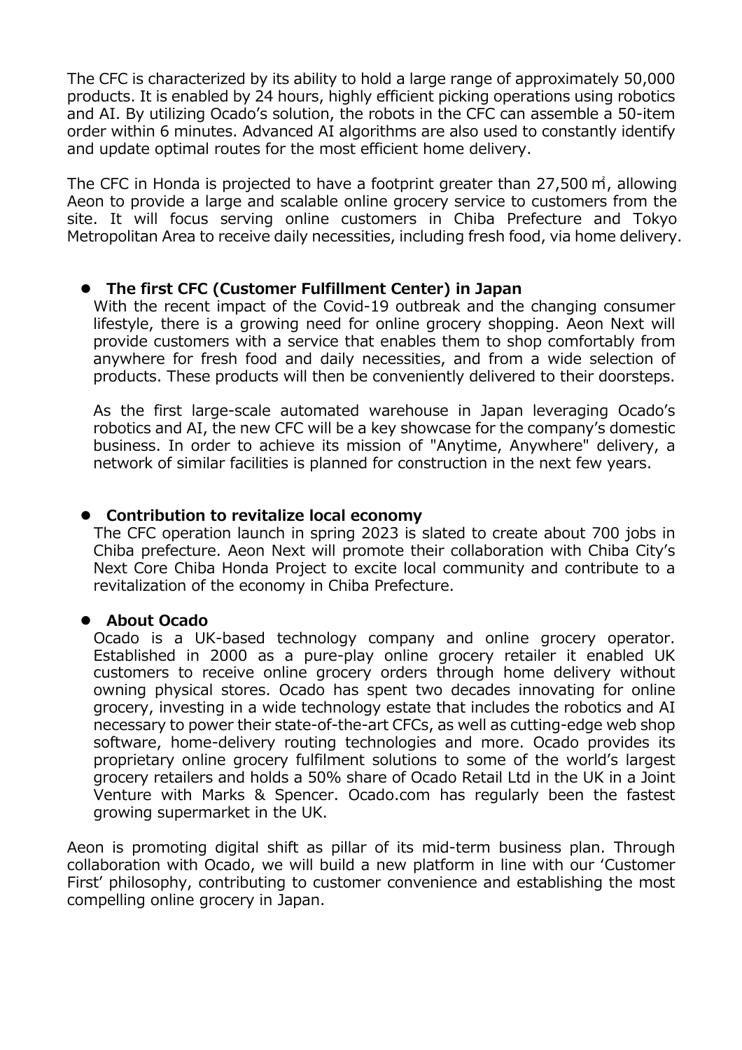The CFC is characterized by its ability to hold a large range of approximately 50,000 products. It is enabled by 24 hours, highly efficient picking operations using robotics and AI. By utilizing Ocado's solution, the robots in the CFC can assemble a 50-item order within 6 minutes. Advanced AI algorithms are also used to constantly identify and update optimal routes for the most efficient home delivery.

The CFC in Honda is projected to have a footprint greater than 27,500㎡, allowing Aeon to provide a large and scalable online grocery service to customers from the site. It will focus serving online customers in Chiba Prefecture and Tokyo Metropolitan Area to receive daily necessities, including fresh food, via home delivery.

- **The first CFC (Customer Fulfillment Center) in Japan**

  With the recent impact of the Covid-19 outbreak and the changing consumer lifestyle, there is a growing need for online grocery shopping. Aeon Next will provide customers with a service that enables them to shop comfortably from anywhere for fresh food and daily necessities, and from a wide selection of products. These products will then be conveniently delivered to their doorsteps.

  As the first large-scale automated warehouse in Japan leveraging Ocado's robotics and AI, the new CFC will be a key showcase for the company's domestic business. In order to achieve its mission of "Anytime, Anywhere" delivery, a network of similar facilities is planned for construction in the next few years.

- **Contribution to revitalize local economy**

  The CFC operation launch in spring 2023 is slated to create about 700 jobs in Chiba prefecture. Aeon Next will promote their collaboration with Chiba City's Next Core Chiba Honda Project to excite local community and contribute to a revitalization of the economy in Chiba Prefecture.

- **About Ocado**

  Ocado is a UK-based technology company and online grocery operator. Established in 2000 as a pure-play online grocery retailer it enabled UK customers to receive online grocery orders through home delivery without owning physical stores. Ocado has spent two decades innovating for online grocery, investing in a wide technology estate that includes the robotics and AI necessary to power their state-of-the-art CFCs, as well as cutting-edge web shop software, home-delivery routing technologies and more. Ocado provides its proprietary online grocery fulfilment solutions to some of the world's largest grocery retailers and holds a 50% share of Ocado Retail Ltd in the UK in a Joint Venture with Marks & Spencer. Ocado.com has regularly been the fastest growing supermarket in the UK.

Aeon is promoting digital shift as pillar of its mid-term business plan. Through collaboration with Ocado, we will build a new platform in line with our 'Customer First' philosophy, contributing to customer convenience and establishing the most compelling online grocery in Japan.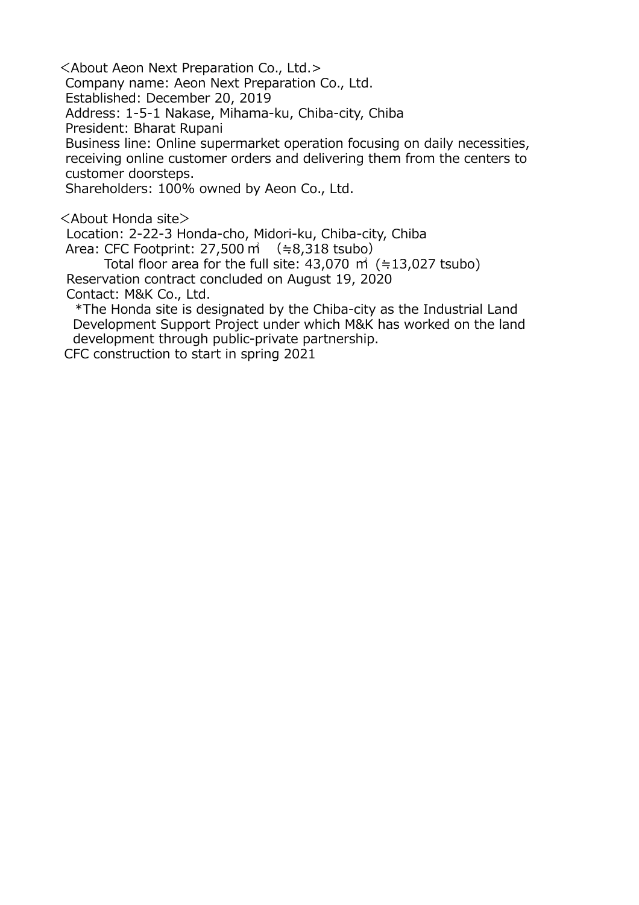<About Aeon Next Preparation Co., Ltd.>

Company name: Aeon Next Preparation Co., Ltd.
Established: December 20, 2019
Address: 1-5-1 Nakase, Mihama-ku, Chiba-city, Chiba
President: Bharat Rupani
Business line: Online supermarket operation focusing on daily necessities, receiving online customer orders and delivering them from the centers to customer doorsteps.
Shareholders: 100% owned by Aeon Co., Ltd.

<About Honda site>

Location: 2-22-3 Honda-cho, Midori-ku, Chiba-city, Chiba
Area: CFC Footprint: 27,500 ㎡ (≒8,318 tsubo)
Total floor area for the full site: 43,070 ㎡ (≒13,027 tsubo)
Reservation contract concluded on August 19, 2020
Contact: M&K Co., Ltd.

*The Honda site is designated by the Chiba-city as the Industrial Land Development Support Project under which M&K has worked on the land development through public-private partnership.

CFC construction to start in spring 2021